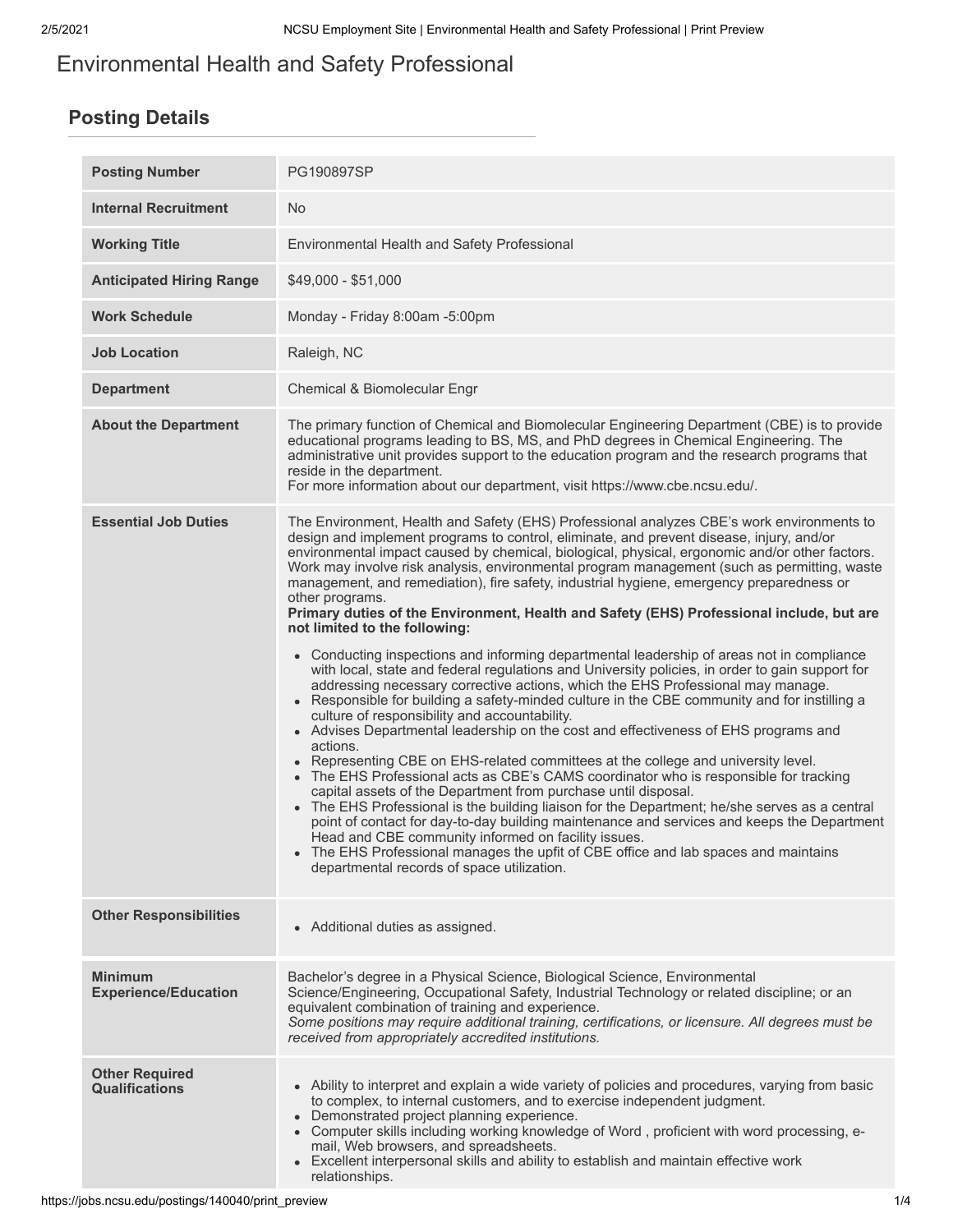# Environmental Health and Safety Professional

## Posting Details

| | |
|---|---|
| **Posting Number** | PG190897SP |
| **Internal Recruitment** | No |
| **Working Title** | Environmental Health and Safety Professional |
| **Anticipated Hiring Range** | $49,000 - $51,000 |
| **Work Schedule** | Monday - Friday 8:00am -5:00pm |
| **Job Location** | Raleigh, NC |
| **Department** | Chemical & Biomolecular Engr |
| **About the Department** | The primary function of Chemical and Biomolecular Engineering Department (CBE) is to provide educational programs leading to BS, MS, and PhD degrees in Chemical Engineering. The administrative unit provides support to the education program and the research programs that reside in the department.<br>For more information about our department, visit https://www.cbe.ncsu.edu/. |
| **Essential Job Duties** | The Environment, Health and Safety (EHS) Professional analyzes CBE's work environments to design and implement programs to control, eliminate, and prevent disease, injury, and/or environmental impact caused by chemical, biological, physical, ergonomic and/or other factors. Work may involve risk analysis, environmental program management (such as permitting, waste management, and remediation), fire safety, industrial hygiene, emergency preparedness or other programs.<br>**Primary duties of the Environment, Health and Safety (EHS) Professional include, but are not limited to the following:**<br>• Conducting inspections and informing departmental leadership of areas not in compliance with local, state and federal regulations and University policies, in order to gain support for addressing necessary corrective actions, which the EHS Professional may manage.<br>• Responsible for building a safety-minded culture in the CBE community and for instilling a culture of responsibility and accountability.<br>• Advises Departmental leadership on the cost and effectiveness of EHS programs and actions.<br>• Representing CBE on EHS-related committees at the college and university level.<br>• The EHS Professional acts as CBE's CAMS coordinator who is responsible for tracking capital assets of the Department from purchase until disposal.<br>• The EHS Professional is the building liaison for the Department; he/she serves as a central point of contact for day-to-day building maintenance and services and keeps the Department Head and CBE community informed on facility issues.<br>• The EHS Professional manages the upfit of CBE office and lab spaces and maintains departmental records of space utilization. |
| **Other Responsibilities** | • Additional duties as assigned. |
| **Minimum Experience/Education** | Bachelor's degree in a Physical Science, Biological Science, Environmental Science/Engineering, Occupational Safety, Industrial Technology or related discipline; or an equivalent combination of training and experience.<br>*Some positions may require additional training, certifications, or licensure. All degrees must be received from appropriately accredited institutions.* |
| **Other Required Qualifications** | • Ability to interpret and explain a wide variety of policies and procedures, varying from basic to complex, to internal customers, and to exercise independent judgment.<br>• Demonstrated project planning experience.<br>• Computer skills including working knowledge of Word , proficient with word processing, e-mail, Web browsers, and spreadsheets.<br>• Excellent interpersonal skills and ability to establish and maintain effective work relationships. |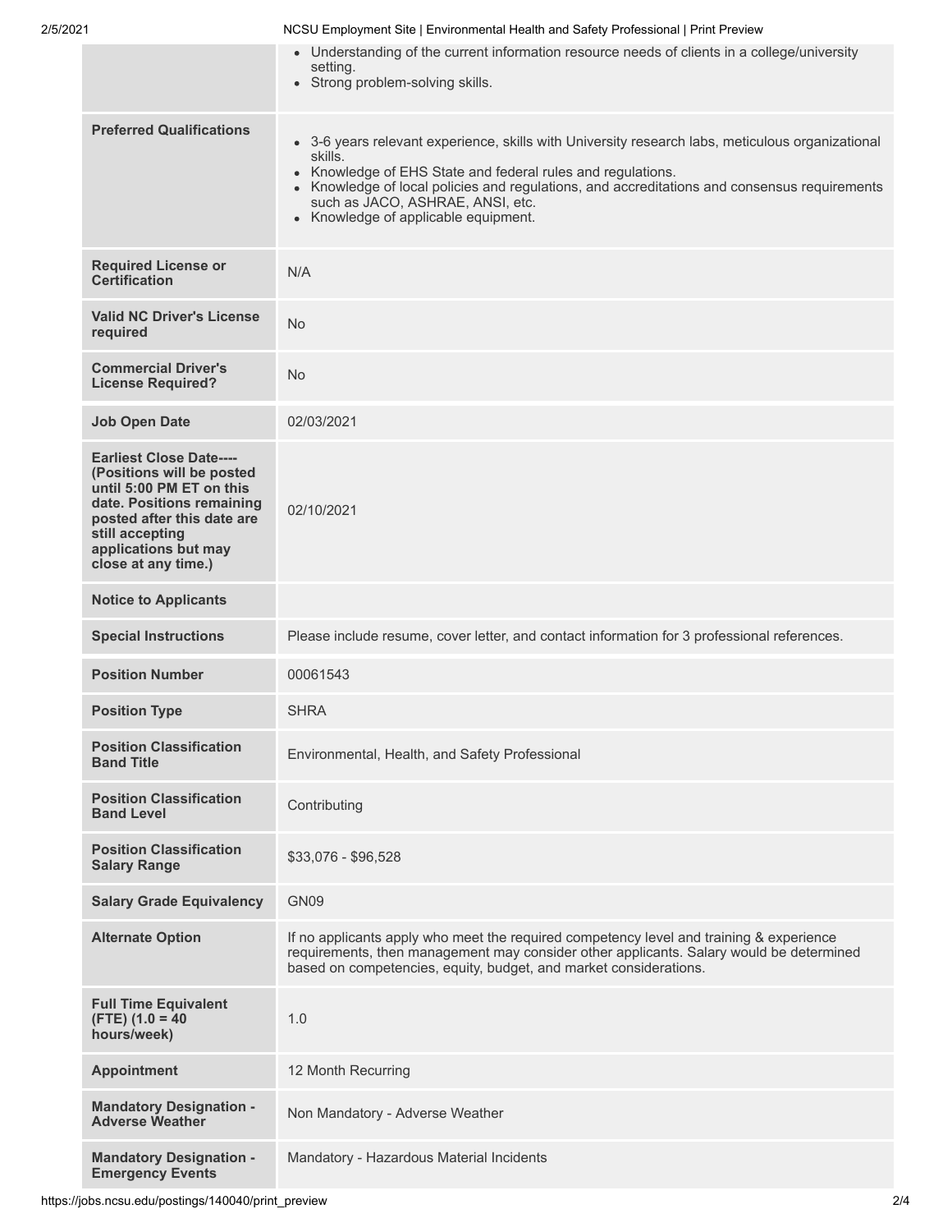| | |
|---|---|
| | • Understanding of the current information resource needs of clients in a college/university setting.<br>• Strong problem-solving skills. |
| **Preferred Qualifications** | • 3-6 years relevant experience, skills with University research labs, meticulous organizational skills.<br>• Knowledge of EHS State and federal rules and regulations.<br>• Knowledge of local policies and regulations, and accreditations and consensus requirements such as JACO, ASHRAE, ANSI, etc.<br>• Knowledge of applicable equipment. |
| **Required License or Certification** | N/A |
| **Valid NC Driver's License required** | No |
| **Commercial Driver's License Required?** | No |
| **Job Open Date** | 02/03/2021 |
| **Earliest Close Date---- (Positions will be posted until 5:00 PM ET on this date. Positions remaining posted after this date are still accepting applications but may close at any time.)** | 02/10/2021 |
| **Notice to Applicants** | |
| **Special Instructions** | Please include resume, cover letter, and contact information for 3 professional references. |
| **Position Number** | 00061543 |
| **Position Type** | SHRA |
| **Position Classification Band Title** | Environmental, Health, and Safety Professional |
| **Position Classification Band Level** | Contributing |
| **Position Classification Salary Range** | $33,076 - $96,528 |
| **Salary Grade Equivalency** | GN09 |
| **Alternate Option** | If no applicants apply who meet the required competency level and training & experience requirements, then management may consider other applicants. Salary would be determined based on competencies, equity, budget, and market considerations. |
| **Full Time Equivalent (FTE) (1.0 = 40 hours/week)** | 1.0 |
| **Appointment** | 12 Month Recurring |
| **Mandatory Designation - Adverse Weather** | Non Mandatory - Adverse Weather |
| **Mandatory Designation - Emergency Events** | Mandatory - Hazardous Material Incidents |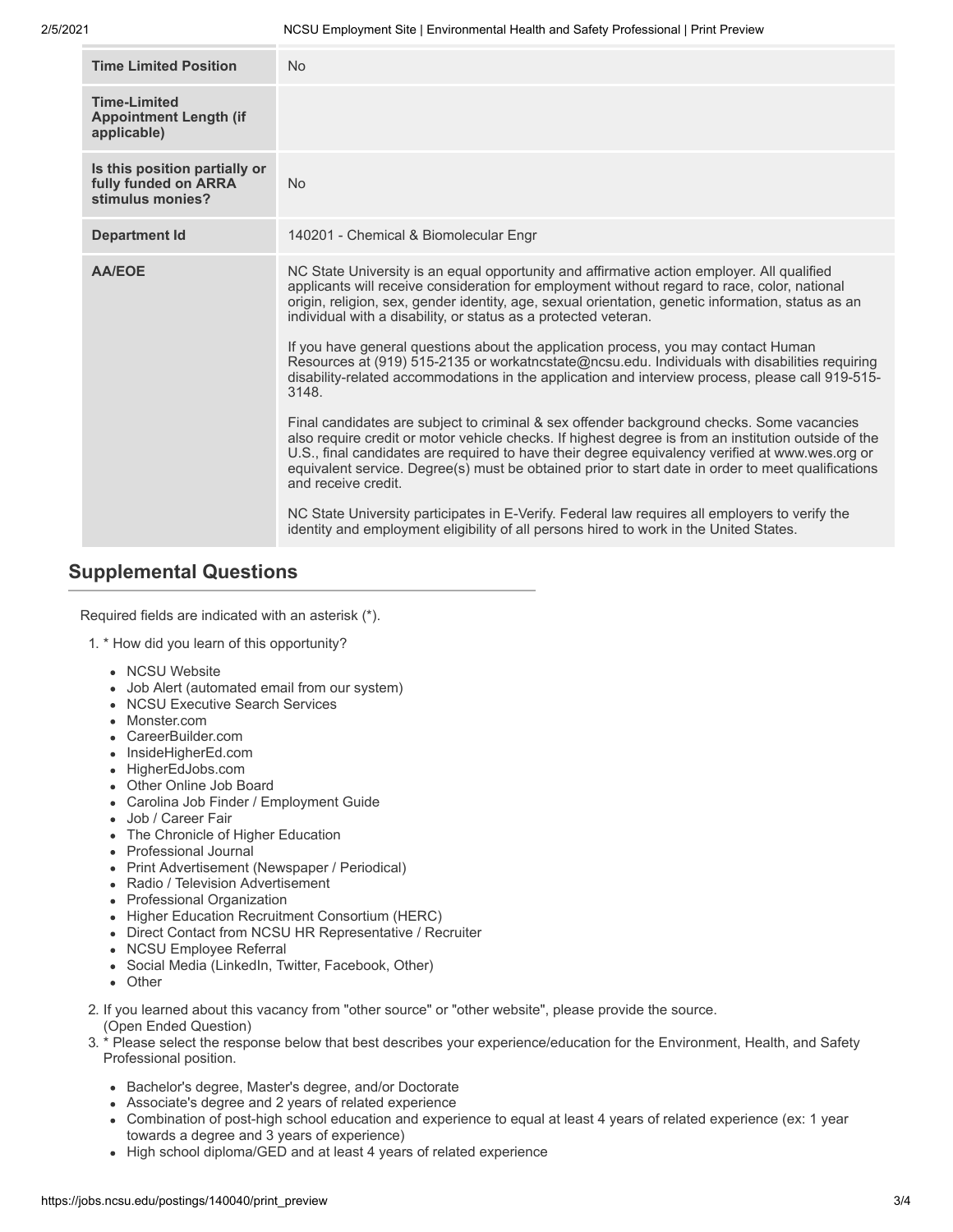| | |
|---|---|
| **Time Limited Position** | No |
| **Time-Limited Appointment Length (if applicable)** | |
| **Is this position partially or fully funded on ARRA stimulus monies?** | No |
| **Department Id** | 140201 - Chemical & Biomolecular Engr |
| **AA/EOE** | NC State University is an equal opportunity and affirmative action employer. All qualified applicants will receive consideration for employment without regard to race, color, national origin, religion, sex, gender identity, age, sexual orientation, genetic information, status as an individual with a disability, or status as a protected veteran.<br><br>If you have general questions about the application process, you may contact Human Resources at (919) 515-2135 or workatncstate@ncsu.edu. Individuals with disabilities requiring disability-related accommodations in the application and interview process, please call 919-515-3148.<br><br>Final candidates are subject to criminal & sex offender background checks. Some vacancies also require credit or motor vehicle checks. If highest degree is from an institution outside of the U.S., final candidates are required to have their degree equivalency verified at www.wes.org or equivalent service. Degree(s) must be obtained prior to start date in order to meet qualifications and receive credit.<br><br>NC State University participates in E-Verify. Federal law requires all employers to verify the identity and employment eligibility of all persons hired to work in the United States. |

## Supplemental Questions

Required fields are indicated with an asterisk (*).

1. * How did you learn of this opportunity?
   - NCSU Website
   - Job Alert (automated email from our system)
   - NCSU Executive Search Services
   - Monster.com
   - CareerBuilder.com
   - InsideHigherEd.com
   - HigherEdJobs.com
   - Other Online Job Board
   - Carolina Job Finder / Employment Guide
   - Job / Career Fair
   - The Chronicle of Higher Education
   - Professional Journal
   - Print Advertisement (Newspaper / Periodical)
   - Radio / Television Advertisement
   - Professional Organization
   - Higher Education Recruitment Consortium (HERC)
   - Direct Contact from NCSU HR Representative / Recruiter
   - NCSU Employee Referral
   - Social Media (LinkedIn, Twitter, Facebook, Other)
   - Other
2. If you learned about this vacancy from "other source" or "other website", please provide the source.
   (Open Ended Question)
3. * Please select the response below that best describes your experience/education for the Environment, Health, and Safety Professional position.
   - Bachelor's degree, Master's degree, and/or Doctorate
   - Associate's degree and 2 years of related experience
   - Combination of post-high school education and experience to equal at least 4 years of related experience (ex: 1 year towards a degree and 3 years of experience)
   - High school diploma/GED and at least 4 years of related experience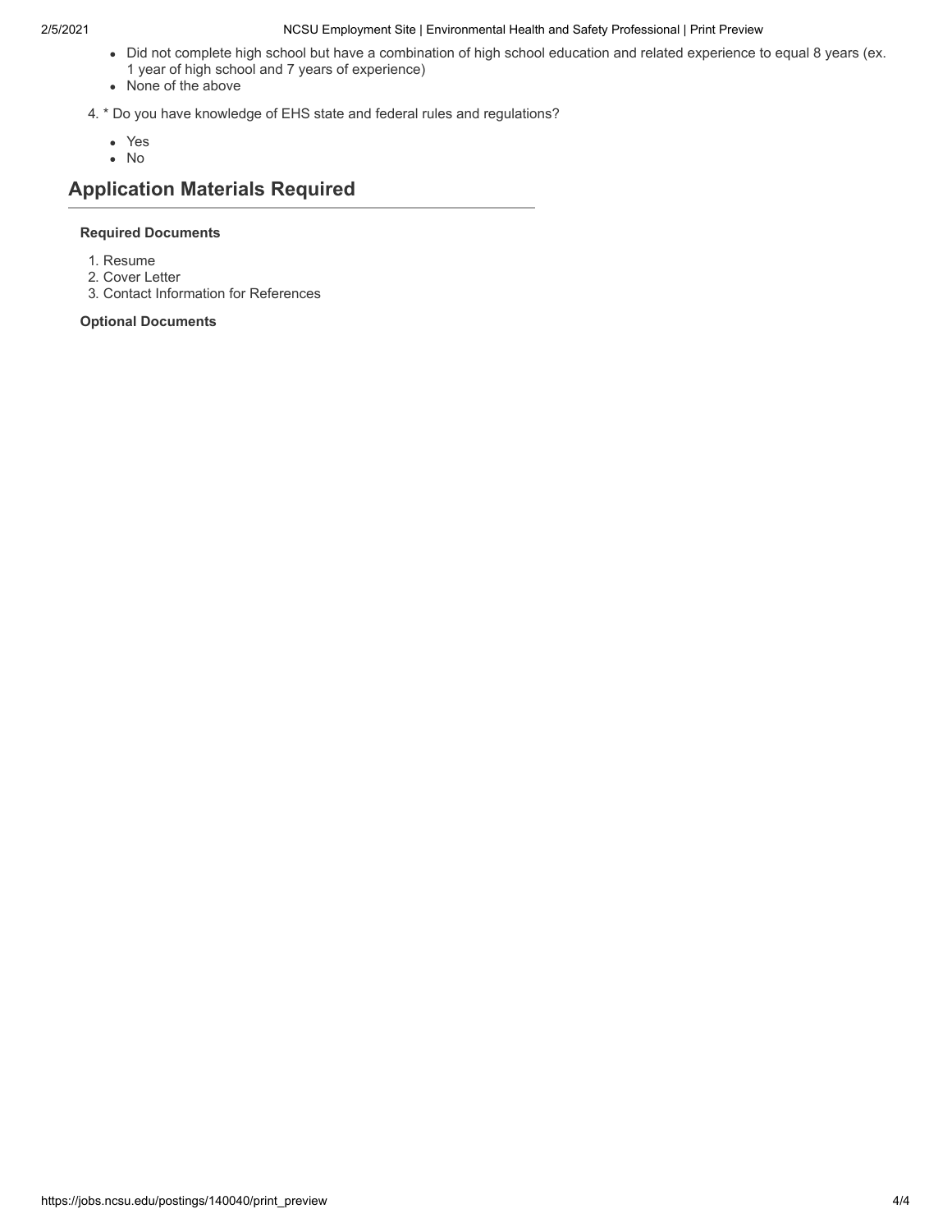- Did not complete high school but have a combination of high school education and related experience to equal 8 years (ex. 1 year of high school and 7 years of experience)
- None of the above

4. * Do you have knowledge of EHS state and federal rules and regulations?

   - Yes
   - No

## Application Materials Required

**Required Documents**

1. Resume
2. Cover Letter
3. Contact Information for References

**Optional Documents**